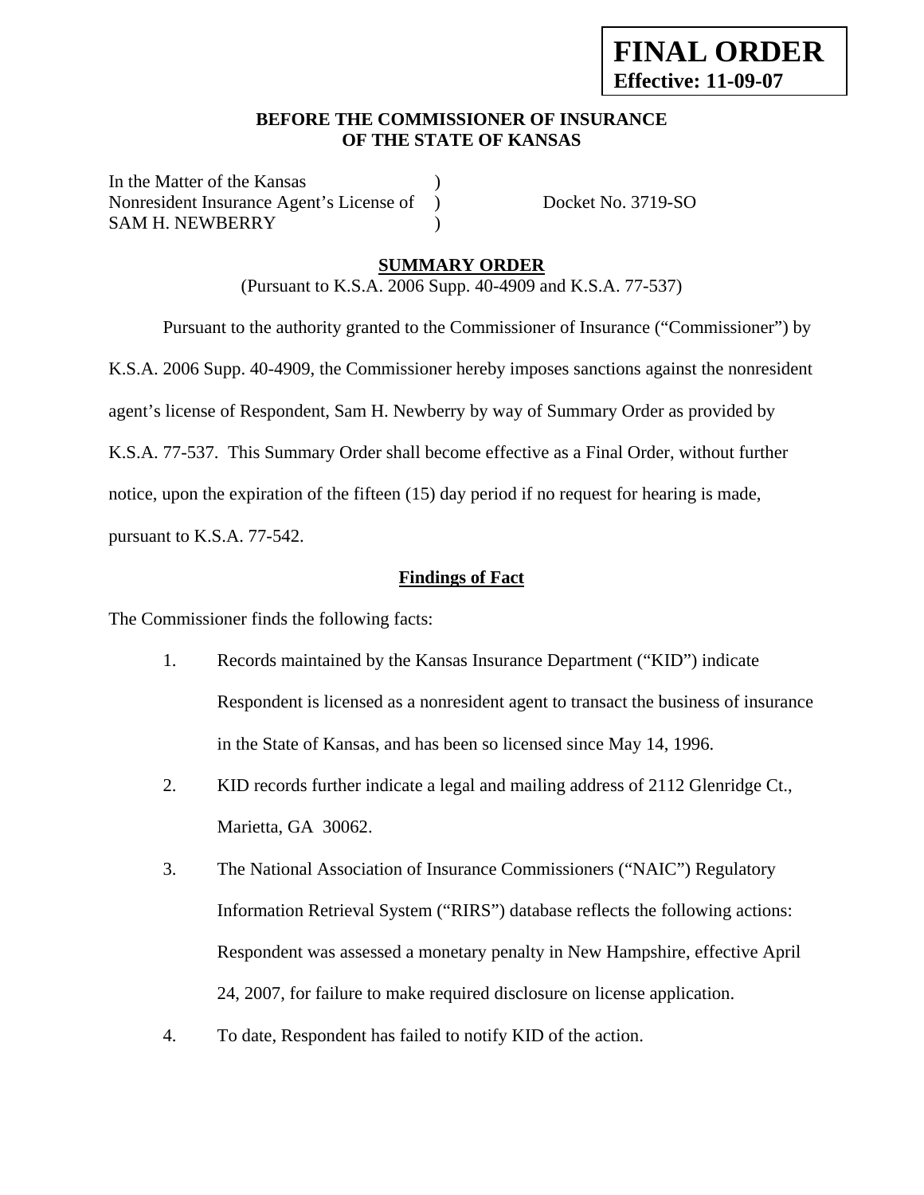**FINAL ORDER**
**Effective: 11-09-07**

**BEFORE THE COMMISSIONER OF INSURANCE**
**OF THE STATE OF KANSAS**

| | | |
|---|---|---|
| In the Matter of the Kansas | ) | |
| Nonresident Insurance Agent's License of | ) | Docket No. 3719-SO |
| SAM H. NEWBERRY | ) | |

## SUMMARY ORDER

(Pursuant to K.S.A. 2006 Supp. 40-4909 and K.S.A. 77-537)

Pursuant to the authority granted to the Commissioner of Insurance ("Commissioner") by K.S.A. 2006 Supp. 40-4909, the Commissioner hereby imposes sanctions against the nonresident agent's license of Respondent, Sam H. Newberry by way of Summary Order as provided by K.S.A. 77-537. This Summary Order shall become effective as a Final Order, without further notice, upon the expiration of the fifteen (15) day period if no request for hearing is made, pursuant to K.S.A. 77-542.

### Findings of Fact

The Commissioner finds the following facts:

1. Records maintained by the Kansas Insurance Department ("KID") indicate Respondent is licensed as a nonresident agent to transact the business of insurance in the State of Kansas, and has been so licensed since May 14, 1996.

2. KID records further indicate a legal and mailing address of 2112 Glenridge Ct., Marietta, GA 30062.

3. The National Association of Insurance Commissioners ("NAIC") Regulatory Information Retrieval System ("RIRS") database reflects the following actions: Respondent was assessed a monetary penalty in New Hampshire, effective April 24, 2007, for failure to make required disclosure on license application.

4. To date, Respondent has failed to notify KID of the action.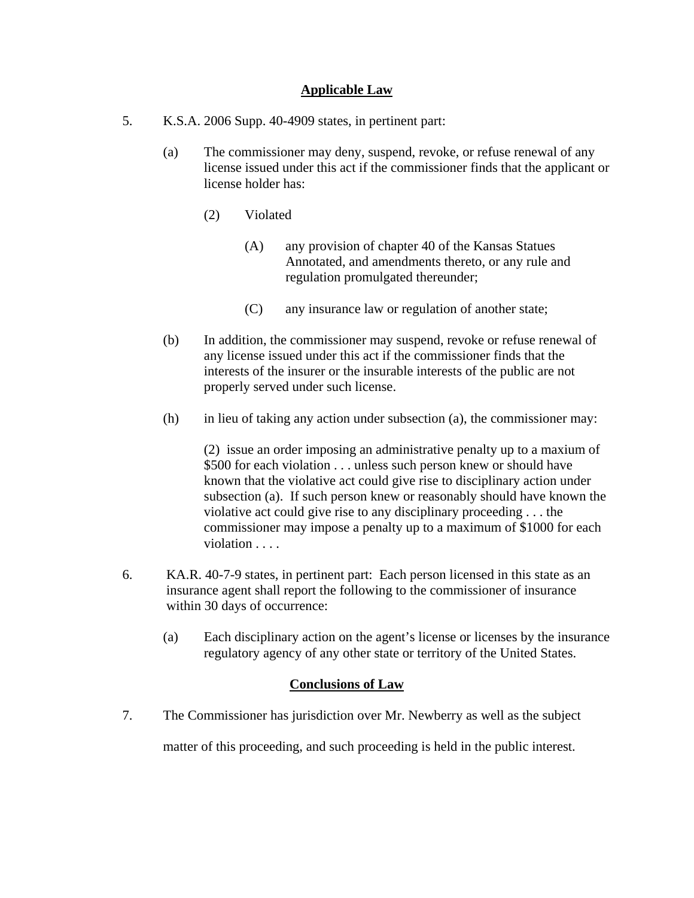## Applicable Law

5. K.S.A. 2006 Supp. 40-4909 states, in pertinent part:

   (a) The commissioner may deny, suspend, revoke, or refuse renewal of any license issued under this act if the commissioner finds that the applicant or license holder has:

      (2) Violated

         (A) any provision of chapter 40 of the Kansas Statues Annotated, and amendments thereto, or any rule and regulation promulgated thereunder;

         (C) any insurance law or regulation of another state;

   (b) In addition, the commissioner may suspend, revoke or refuse renewal of any license issued under this act if the commissioner finds that the interests of the insurer or the insurable interests of the public are not properly served under such license.

   (h) in lieu of taking any action under subsection (a), the commissioner may:

      (2) issue an order imposing an administrative penalty up to a maxium of $500 for each violation . . . unless such person knew or should have known that the violative act could give rise to disciplinary action under subsection (a). If such person knew or reasonably should have known the violative act could give rise to any disciplinary proceeding . . . the commissioner may impose a penalty up to a maximum of $1000 for each violation . . . .

6. KA.R. 40-7-9 states, in pertinent part: Each person licensed in this state as an insurance agent shall report the following to the commissioner of insurance within 30 days of occurrence:

   (a) Each disciplinary action on the agent's license or licenses by the insurance regulatory agency of any other state or territory of the United States.

## Conclusions of Law

7. The Commissioner has jurisdiction over Mr. Newberry as well as the subject matter of this proceeding, and such proceeding is held in the public interest.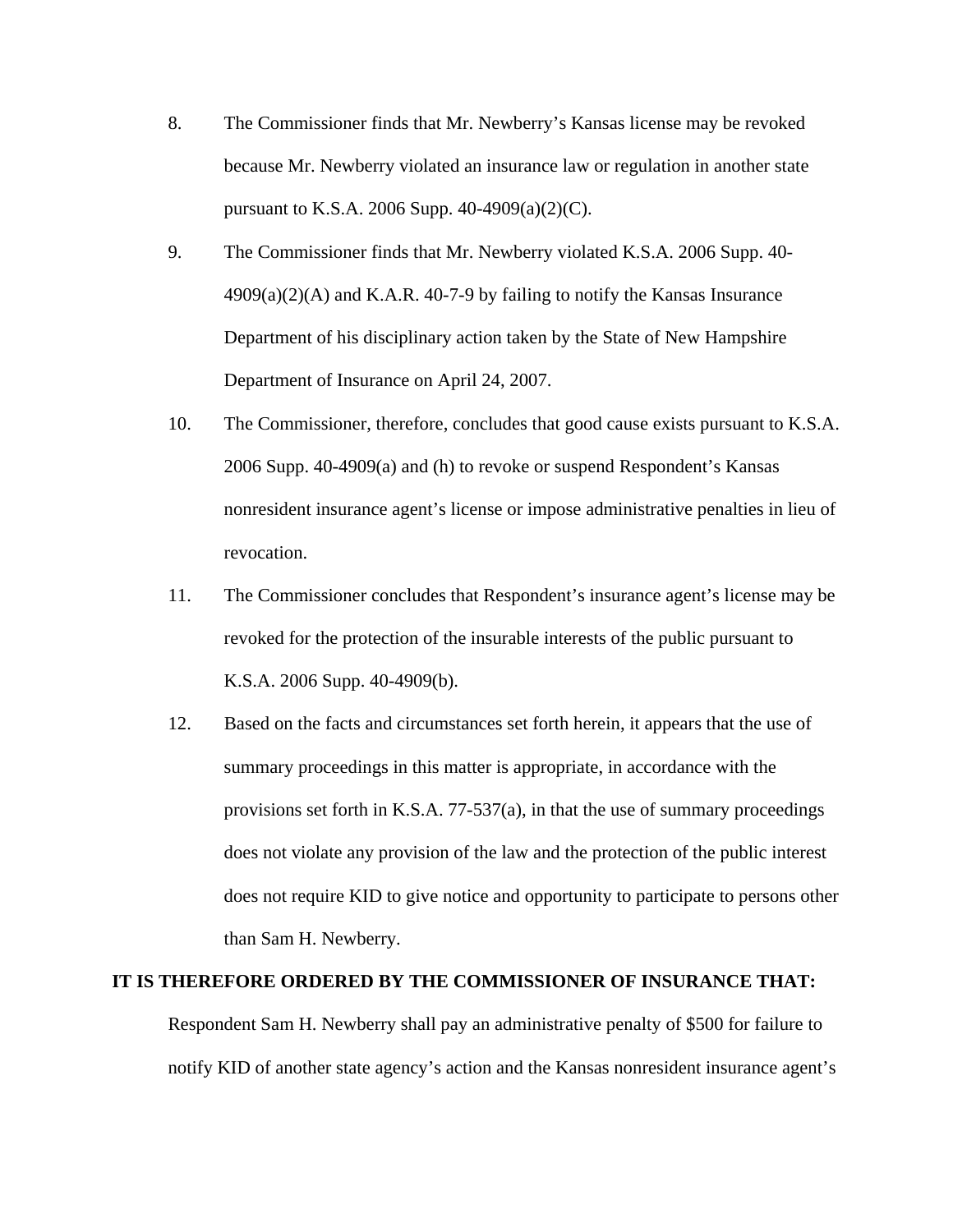8. The Commissioner finds that Mr. Newberry's Kansas license may be revoked because Mr. Newberry violated an insurance law or regulation in another state pursuant to K.S.A. 2006 Supp. 40-4909(a)(2)(C).

9. The Commissioner finds that Mr. Newberry violated K.S.A. 2006 Supp. 40-4909(a)(2)(A) and K.A.R. 40-7-9 by failing to notify the Kansas Insurance Department of his disciplinary action taken by the State of New Hampshire Department of Insurance on April 24, 2007.

10. The Commissioner, therefore, concludes that good cause exists pursuant to K.S.A. 2006 Supp. 40-4909(a) and (h) to revoke or suspend Respondent's Kansas nonresident insurance agent's license or impose administrative penalties in lieu of revocation.

11. The Commissioner concludes that Respondent's insurance agent's license may be revoked for the protection of the insurable interests of the public pursuant to K.S.A. 2006 Supp. 40-4909(b).

12. Based on the facts and circumstances set forth herein, it appears that the use of summary proceedings in this matter is appropriate, in accordance with the provisions set forth in K.S.A. 77-537(a), in that the use of summary proceedings does not violate any provision of the law and the protection of the public interest does not require KID to give notice and opportunity to participate to persons other than Sam H. Newberry.

**IT IS THEREFORE ORDERED BY THE COMMISSIONER OF INSURANCE THAT:**

Respondent Sam H. Newberry shall pay an administrative penalty of $500 for failure to notify KID of another state agency's action and the Kansas nonresident insurance agent's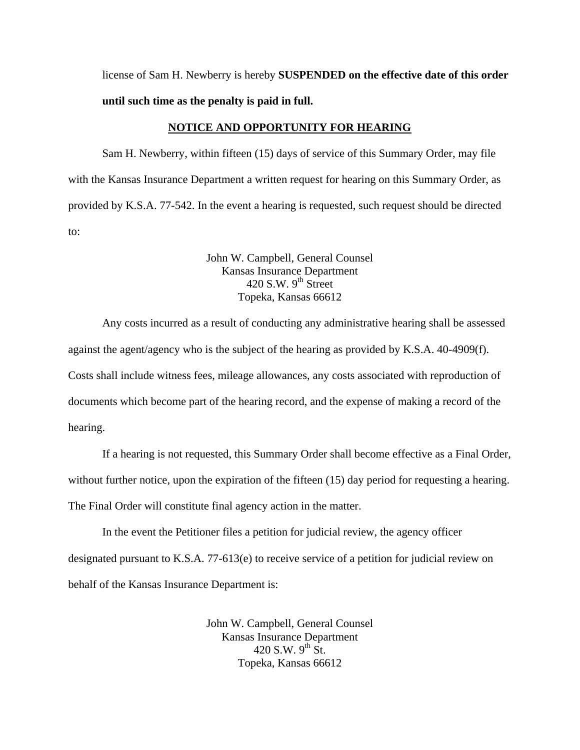license of Sam H. Newberry is hereby **SUSPENDED on the effective date of this order until such time as the penalty is paid in full.**

## NOTICE AND OPPORTUNITY FOR HEARING

Sam H. Newberry, within fifteen (15) days of service of this Summary Order, may file with the Kansas Insurance Department a written request for hearing on this Summary Order, as provided by K.S.A. 77-542. In the event a hearing is requested, such request should be directed to:

John W. Campbell, General Counsel
Kansas Insurance Department
420 S.W. 9th Street
Topeka, Kansas 66612

Any costs incurred as a result of conducting any administrative hearing shall be assessed against the agent/agency who is the subject of the hearing as provided by K.S.A. 40-4909(f). Costs shall include witness fees, mileage allowances, any costs associated with reproduction of documents which become part of the hearing record, and the expense of making a record of the hearing.

If a hearing is not requested, this Summary Order shall become effective as a Final Order, without further notice, upon the expiration of the fifteen (15) day period for requesting a hearing. The Final Order will constitute final agency action in the matter.

In the event the Petitioner files a petition for judicial review, the agency officer designated pursuant to K.S.A. 77-613(e) to receive service of a petition for judicial review on behalf of the Kansas Insurance Department is:

John W. Campbell, General Counsel
Kansas Insurance Department
420 S.W. 9th St.
Topeka, Kansas 66612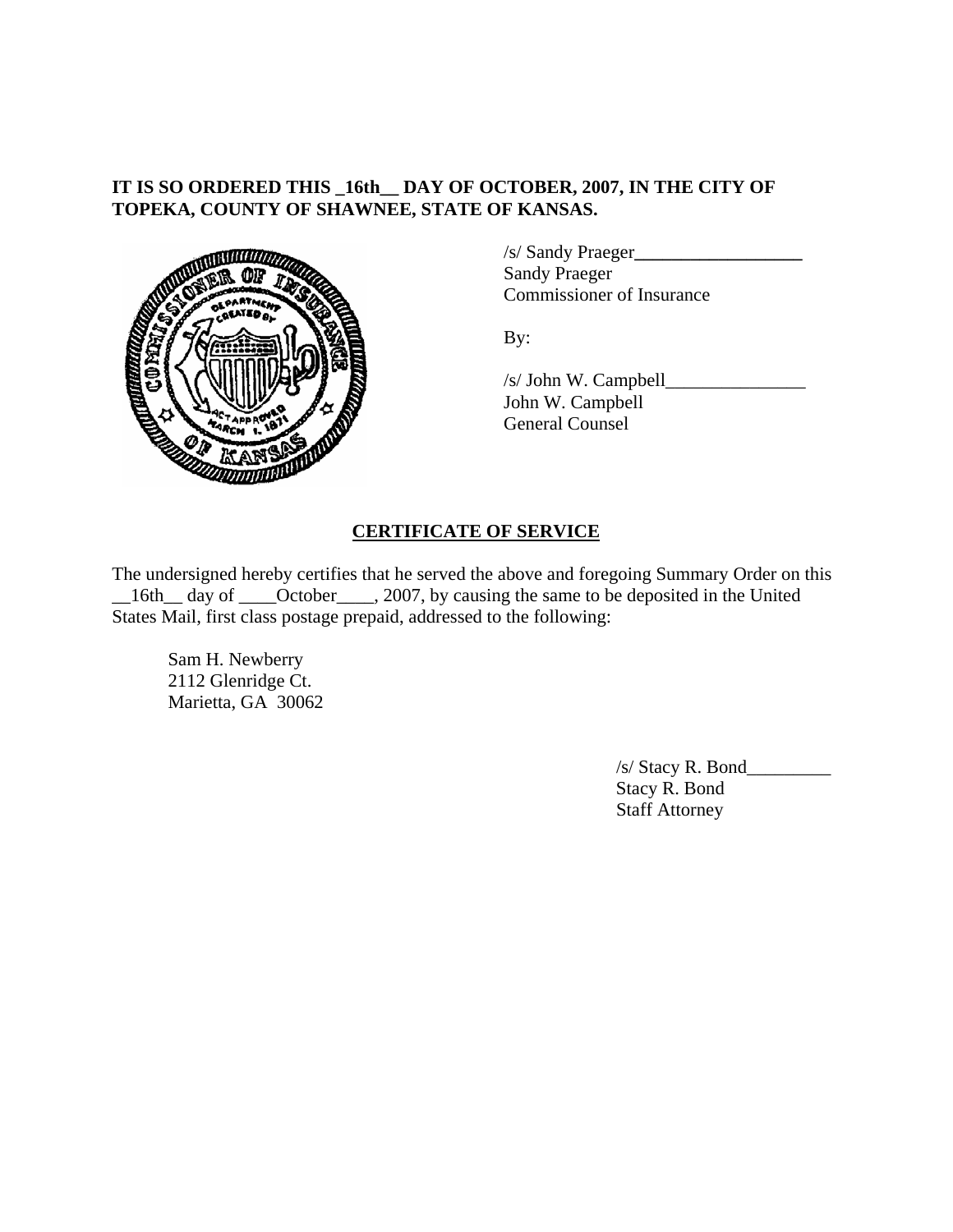**IT IS SO ORDERED THIS _16th__ DAY OF OCTOBER, 2007, IN THE CITY OF TOPEKA, COUNTY OF SHAWNEE, STATE OF KANSAS.**

/s/ Sandy Praeger__________________
Sandy Praeger
Commissioner of Insurance

By:

/s/ John W. Campbell_______________
John W. Campbell
General Counsel

## CERTIFICATE OF SERVICE

The undersigned hereby certifies that he served the above and foregoing Summary Order on this __16th__ day of ____October____, 2007, by causing the same to be deposited in the United States Mail, first class postage prepaid, addressed to the following:

Sam H. Newberry
2112 Glenridge Ct.
Marietta, GA 30062

/s/ Stacy R. Bond_________
Stacy R. Bond
Staff Attorney